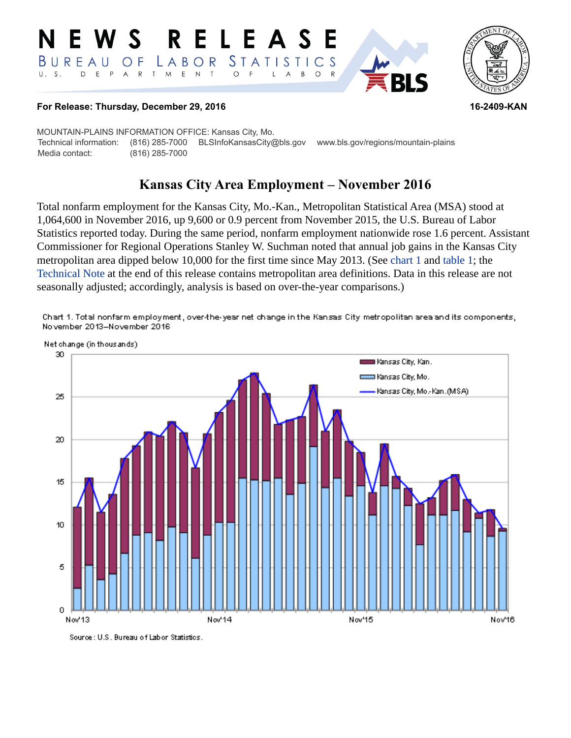# NEWS RELEASE

BUREAU OF LABOR STATISTICS
U. S. DEPARTMENT OF LABOR

**For Release: Thursday, December 29, 2016** **16-2409-KAN**

MOUNTAIN-PLAINS INFORMATION OFFICE: Kansas City, Mo.
Technical information: (816) 285-7000 BLSInfoKansasCity@bls.gov www.bls.gov/regions/mountain-plains
Media contact: (816) 285-7000

## Kansas City Area Employment – November 2016

Total nonfarm employment for the Kansas City, Mo.-Kan., Metropolitan Statistical Area (MSA) stood at 1,064,600 in November 2016, up 9,600 or 0.9 percent from November 2015, the U.S. Bureau of Labor Statistics reported today. During the same period, nonfarm employment nationwide rose 1.6 percent. Assistant Commissioner for Regional Operations Stanley W. Suchman noted that annual job gains in the Kansas City metropolitan area dipped below 10,000 for the first time since May 2013. (See chart 1 and table 1; the Technical Note at the end of this release contains metropolitan area definitions. Data in this release are not seasonally adjusted; accordingly, analysis is based on over-the-year comparisons.)

Chart 1. Total nonfarm employment, over-the-year net change in the Kansas City metropolitan area and its components, November 2013–November 2016

Source: U.S. Bureau of Labor Statistics.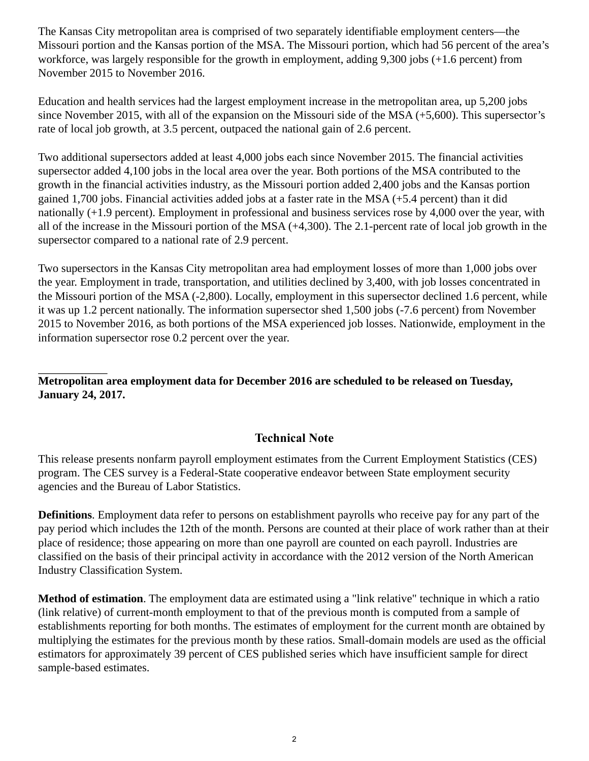The Kansas City metropolitan area is comprised of two separately identifiable employment centers—the Missouri portion and the Kansas portion of the MSA. The Missouri portion, which had 56 percent of the area's workforce, was largely responsible for the growth in employment, adding 9,300 jobs (+1.6 percent) from November 2015 to November 2016.

Education and health services had the largest employment increase in the metropolitan area, up 5,200 jobs since November 2015, with all of the expansion on the Missouri side of the MSA (+5,600). This supersector's rate of local job growth, at 3.5 percent, outpaced the national gain of 2.6 percent.

Two additional supersectors added at least 4,000 jobs each since November 2015. The financial activities supersector added 4,100 jobs in the local area over the year. Both portions of the MSA contributed to the growth in the financial activities industry, as the Missouri portion added 2,400 jobs and the Kansas portion gained 1,700 jobs. Financial activities added jobs at a faster rate in the MSA (+5.4 percent) than it did nationally (+1.9 percent). Employment in professional and business services rose by 4,000 over the year, with all of the increase in the Missouri portion of the MSA (+4,300). The 2.1-percent rate of local job growth in the supersector compared to a national rate of 2.9 percent.

Two supersectors in the Kansas City metropolitan area had employment losses of more than 1,000 jobs over the year. Employment in trade, transportation, and utilities declined by 3,400, with job losses concentrated in the Missouri portion of the MSA (-2,800). Locally, employment in this supersector declined 1.6 percent, while it was up 1.2 percent nationally. The information supersector shed 1,500 jobs (-7.6 percent) from November 2015 to November 2016, as both portions of the MSA experienced job losses. Nationwide, employment in the information supersector rose 0.2 percent over the year.

___________

**Metropolitan area employment data for December 2016 are scheduled to be released on Tuesday, January 24, 2017.**

## Technical Note

This release presents nonfarm payroll employment estimates from the Current Employment Statistics (CES) program. The CES survey is a Federal-State cooperative endeavor between State employment security agencies and the Bureau of Labor Statistics.

**Definitions**. Employment data refer to persons on establishment payrolls who receive pay for any part of the pay period which includes the 12th of the month. Persons are counted at their place of work rather than at their place of residence; those appearing on more than one payroll are counted on each payroll. Industries are classified on the basis of their principal activity in accordance with the 2012 version of the North American Industry Classification System.

**Method of estimation**. The employment data are estimated using a "link relative" technique in which a ratio (link relative) of current-month employment to that of the previous month is computed from a sample of establishments reporting for both months. The estimates of employment for the current month are obtained by multiplying the estimates for the previous month by these ratios. Small-domain models are used as the official estimators for approximately 39 percent of CES published series which have insufficient sample for direct sample-based estimates.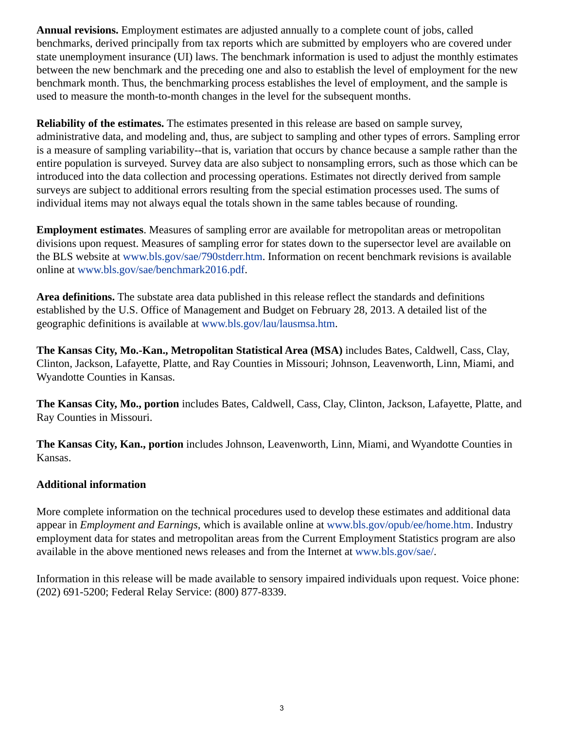**Annual revisions.** Employment estimates are adjusted annually to a complete count of jobs, called benchmarks, derived principally from tax reports which are submitted by employers who are covered under state unemployment insurance (UI) laws. The benchmark information is used to adjust the monthly estimates between the new benchmark and the preceding one and also to establish the level of employment for the new benchmark month. Thus, the benchmarking process establishes the level of employment, and the sample is used to measure the month-to-month changes in the level for the subsequent months.

**Reliability of the estimates.** The estimates presented in this release are based on sample survey, administrative data, and modeling and, thus, are subject to sampling and other types of errors. Sampling error is a measure of sampling variability--that is, variation that occurs by chance because a sample rather than the entire population is surveyed. Survey data are also subject to nonsampling errors, such as those which can be introduced into the data collection and processing operations. Estimates not directly derived from sample surveys are subject to additional errors resulting from the special estimation processes used. The sums of individual items may not always equal the totals shown in the same tables because of rounding.

**Employment estimates**. Measures of sampling error are available for metropolitan areas or metropolitan divisions upon request. Measures of sampling error for states down to the supersector level are available on the BLS website at www.bls.gov/sae/790stderr.htm. Information on recent benchmark revisions is available online at www.bls.gov/sae/benchmark2016.pdf.

**Area definitions.** The substate area data published in this release reflect the standards and definitions established by the U.S. Office of Management and Budget on February 28, 2013. A detailed list of the geographic definitions is available at www.bls.gov/lau/lausmsa.htm.

**The Kansas City, Mo.-Kan., Metropolitan Statistical Area (MSA)** includes Bates, Caldwell, Cass, Clay, Clinton, Jackson, Lafayette, Platte, and Ray Counties in Missouri; Johnson, Leavenworth, Linn, Miami, and Wyandotte Counties in Kansas.

**The Kansas City, Mo., portion** includes Bates, Caldwell, Cass, Clay, Clinton, Jackson, Lafayette, Platte, and Ray Counties in Missouri.

**The Kansas City, Kan., portion** includes Johnson, Leavenworth, Linn, Miami, and Wyandotte Counties in Kansas.

**Additional information**

More complete information on the technical procedures used to develop these estimates and additional data appear in *Employment and Earnings*, which is available online at www.bls.gov/opub/ee/home.htm. Industry employment data for states and metropolitan areas from the Current Employment Statistics program are also available in the above mentioned news releases and from the Internet at www.bls.gov/sae/.

Information in this release will be made available to sensory impaired individuals upon request. Voice phone: (202) 691-5200; Federal Relay Service: (800) 877-8339.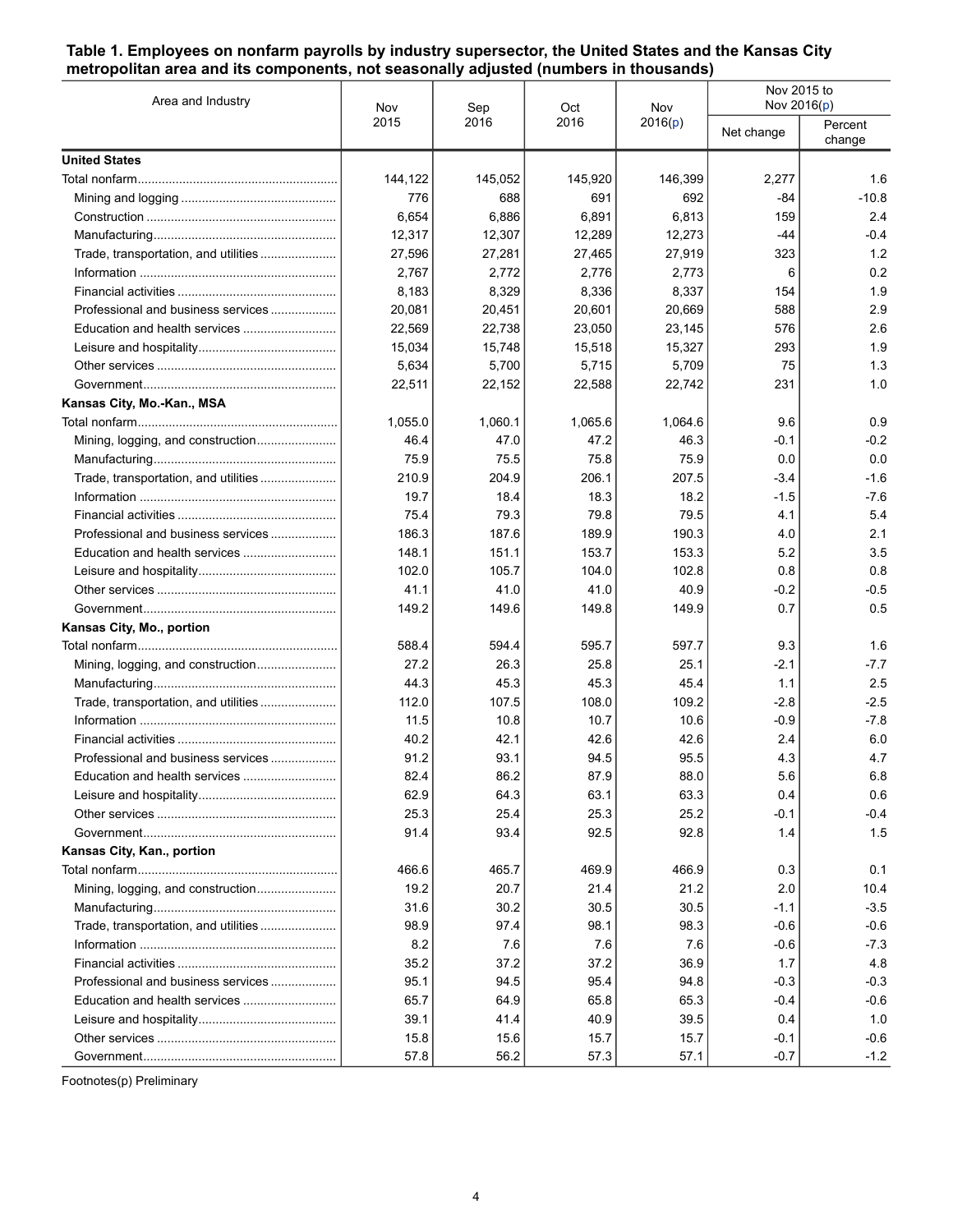**Table 1. Employees on nonfarm payrolls by industry supersector, the United States and the Kansas City metropolitan area and its components, not seasonally adjusted (numbers in thousands)**

| Area and Industry | Nov 2015 | Sep 2016 | Oct 2016 | Nov 2016(p) | Nov 2015 to Nov 2016(p) | |
|---|---|---|---|---|---|---|
| | | | | | Net change | Percent change |
| **United States** | | | | | | |
| Total nonfarm | 144,122 | 145,052 | 145,920 | 146,399 | 2,277 | 1.6 |
| Mining and logging | 776 | 688 | 691 | 692 | -84 | -10.8 |
| Construction | 6,654 | 6,886 | 6,891 | 6,813 | 159 | 2.4 |
| Manufacturing | 12,317 | 12,307 | 12,289 | 12,273 | -44 | -0.4 |
| Trade, transportation, and utilities | 27,596 | 27,281 | 27,465 | 27,919 | 323 | 1.2 |
| Information | 2,767 | 2,772 | 2,776 | 2,773 | 6 | 0.2 |
| Financial activities | 8,183 | 8,329 | 8,336 | 8,337 | 154 | 1.9 |
| Professional and business services | 20,081 | 20,451 | 20,601 | 20,669 | 588 | 2.9 |
| Education and health services | 22,569 | 22,738 | 23,050 | 23,145 | 576 | 2.6 |
| Leisure and hospitality | 15,034 | 15,748 | 15,518 | 15,327 | 293 | 1.9 |
| Other services | 5,634 | 5,700 | 5,715 | 5,709 | 75 | 1.3 |
| Government | 22,511 | 22,152 | 22,588 | 22,742 | 231 | 1.0 |
| **Kansas City, Mo.-Kan., MSA** | | | | | | |
| Total nonfarm | 1,055.0 | 1,060.1 | 1,065.6 | 1,064.6 | 9.6 | 0.9 |
| Mining, logging, and construction | 46.4 | 47.0 | 47.2 | 46.3 | -0.1 | -0.2 |
| Manufacturing | 75.9 | 75.5 | 75.8 | 75.9 | 0.0 | 0.0 |
| Trade, transportation, and utilities | 210.9 | 204.9 | 206.1 | 207.5 | -3.4 | -1.6 |
| Information | 19.7 | 18.4 | 18.3 | 18.2 | -1.5 | -7.6 |
| Financial activities | 75.4 | 79.3 | 79.8 | 79.5 | 4.1 | 5.4 |
| Professional and business services | 186.3 | 187.6 | 189.9 | 190.3 | 4.0 | 2.1 |
| Education and health services | 148.1 | 151.1 | 153.7 | 153.3 | 5.2 | 3.5 |
| Leisure and hospitality | 102.0 | 105.7 | 104.0 | 102.8 | 0.8 | 0.8 |
| Other services | 41.1 | 41.0 | 41.0 | 40.9 | -0.2 | -0.5 |
| Government | 149.2 | 149.6 | 149.8 | 149.9 | 0.7 | 0.5 |
| **Kansas City, Mo., portion** | | | | | | |
| Total nonfarm | 588.4 | 594.4 | 595.7 | 597.7 | 9.3 | 1.6 |
| Mining, logging, and construction | 27.2 | 26.3 | 25.8 | 25.1 | -2.1 | -7.7 |
| Manufacturing | 44.3 | 45.3 | 45.3 | 45.4 | 1.1 | 2.5 |
| Trade, transportation, and utilities | 112.0 | 107.5 | 108.0 | 109.2 | -2.8 | -2.5 |
| Information | 11.5 | 10.8 | 10.7 | 10.6 | -0.9 | -7.8 |
| Financial activities | 40.2 | 42.1 | 42.6 | 42.6 | 2.4 | 6.0 |
| Professional and business services | 91.2 | 93.1 | 94.5 | 95.5 | 4.3 | 4.7 |
| Education and health services | 82.4 | 86.2 | 87.9 | 88.0 | 5.6 | 6.8 |
| Leisure and hospitality | 62.9 | 64.3 | 63.1 | 63.3 | 0.4 | 0.6 |
| Other services | 25.3 | 25.4 | 25.3 | 25.2 | -0.1 | -0.4 |
| Government | 91.4 | 93.4 | 92.5 | 92.8 | 1.4 | 1.5 |
| **Kansas City, Kan., portion** | | | | | | |
| Total nonfarm | 466.6 | 465.7 | 469.9 | 466.9 | 0.3 | 0.1 |
| Mining, logging, and construction | 19.2 | 20.7 | 21.4 | 21.2 | 2.0 | 10.4 |
| Manufacturing | 31.6 | 30.2 | 30.5 | 30.5 | -1.1 | -3.5 |
| Trade, transportation, and utilities | 98.9 | 97.4 | 98.1 | 98.3 | -0.6 | -0.6 |
| Information | 8.2 | 7.6 | 7.6 | 7.6 | -0.6 | -7.3 |
| Financial activities | 35.2 | 37.2 | 37.2 | 36.9 | 1.7 | 4.8 |
| Professional and business services | 95.1 | 94.5 | 95.4 | 94.8 | -0.3 | -0.3 |
| Education and health services | 65.7 | 64.9 | 65.8 | 65.3 | -0.4 | -0.6 |
| Leisure and hospitality | 39.1 | 41.4 | 40.9 | 39.5 | 0.4 | 1.0 |
| Other services | 15.8 | 15.6 | 15.7 | 15.7 | -0.1 | -0.6 |
| Government | 57.8 | 56.2 | 57.3 | 57.1 | -0.7 | -1.2 |

Footnotes(p) Preliminary